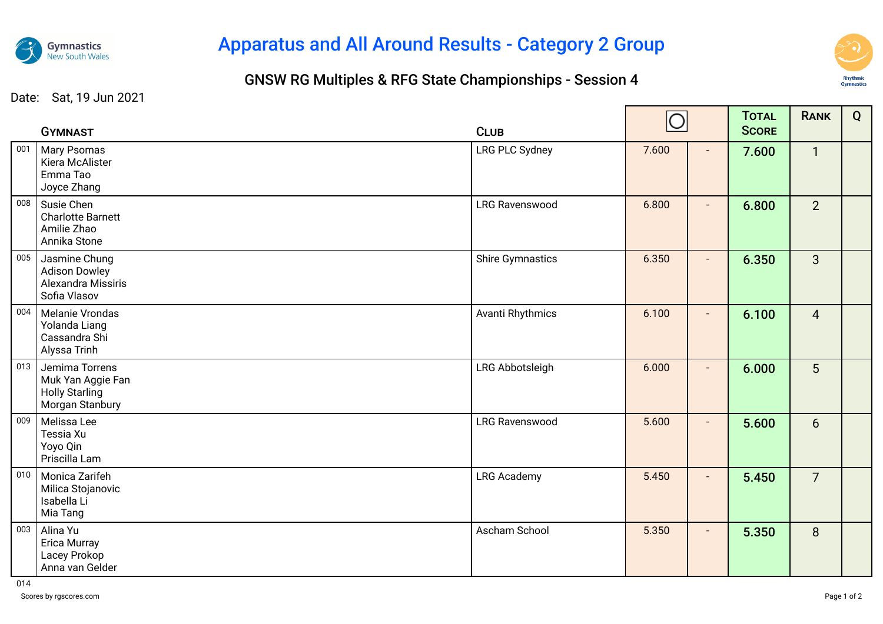# Apparatus and All Around Results - Category 2 Group

## GNSW RG Multiples & RFG State Championships - Session 4

Date: Sat, 19 Jun 2021

| | Gymnast | Club | ○ | | Total Score | Rank | Q |
|---|---|---|---|---|---|---|---|
| 001 | Mary Psomas<br>Kiera McAlister<br>Emma Tao<br>Joyce Zhang | LRG PLC Sydney | 7.600 | - | 7.600 | 1 | |
| 008 | Susie Chen<br>Charlotte Barnett<br>Amilie Zhao<br>Annika Stone | LRG Ravenswood | 6.800 | - | 6.800 | 2 | |
| 005 | Jasmine Chung<br>Adison Dowley<br>Alexandra Missiris<br>Sofia Vlasov | Shire Gymnastics | 6.350 | - | 6.350 | 3 | |
| 004 | Melanie Vrondas<br>Yolanda Liang<br>Cassandra Shi<br>Alyssa Trinh | Avanti Rhythmics | 6.100 | - | 6.100 | 4 | |
| 013 | Jemima Torrens<br>Muk Yan Aggie Fan<br>Holly Starling<br>Morgan Stanbury | LRG Abbotsleigh | 6.000 | - | 6.000 | 5 | |
| 009 | Melissa Lee<br>Tessia Xu<br>Yoyo Qin<br>Priscilla Lam | LRG Ravenswood | 5.600 | - | 5.600 | 6 | |
| 010 | Monica Zarifeh<br>Milica Stojanovic<br>Isabella Li<br>Mia Tang | LRG Academy | 5.450 | - | 5.450 | 7 | |
| 003 | Alina Yu<br>Erica Murray<br>Lacey Prokop<br>Anna van Gelder | Ascham School | 5.350 | - | 5.350 | 8 | |

014

Scores by rgscores.com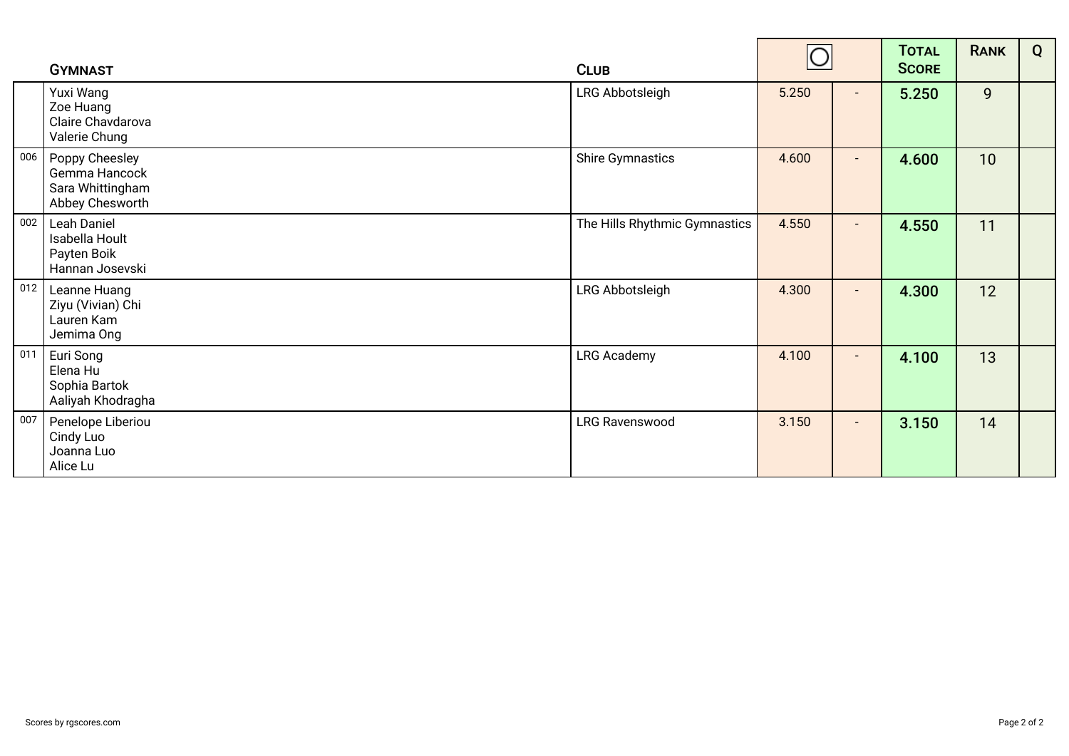| | Gymnast | Club | ◯ | | Total Score | Rank | Q |
|---|---|---|---|---|---|---|---|
| | Yuxi Wang<br>Zoe Huang<br>Claire Chavdarova<br>Valerie Chung | LRG Abbotsleigh | 5.250 | - | 5.250 | 9 | |
| 006 | Poppy Cheesley<br>Gemma Hancock<br>Sara Whittingham<br>Abbey Chesworth | Shire Gymnastics | 4.600 | - | 4.600 | 10 | |
| 002 | Leah Daniel<br>Isabella Hoult<br>Payten Boik<br>Hannan Josevski | The Hills Rhythmic Gymnastics | 4.550 | - | 4.550 | 11 | |
| 012 | Leanne Huang<br>Ziyu (Vivian) Chi<br>Lauren Kam<br>Jemima Ong | LRG Abbotsleigh | 4.300 | - | 4.300 | 12 | |
| 011 | Euri Song<br>Elena Hu<br>Sophia Bartok<br>Aaliyah Khodragha | LRG Academy | 4.100 | - | 4.100 | 13 | |
| 007 | Penelope Liberiou<br>Cindy Luo<br>Joanna Luo<br>Alice Lu | LRG Ravenswood | 3.150 | - | 3.150 | 14 | |

Scores by rgscores.com